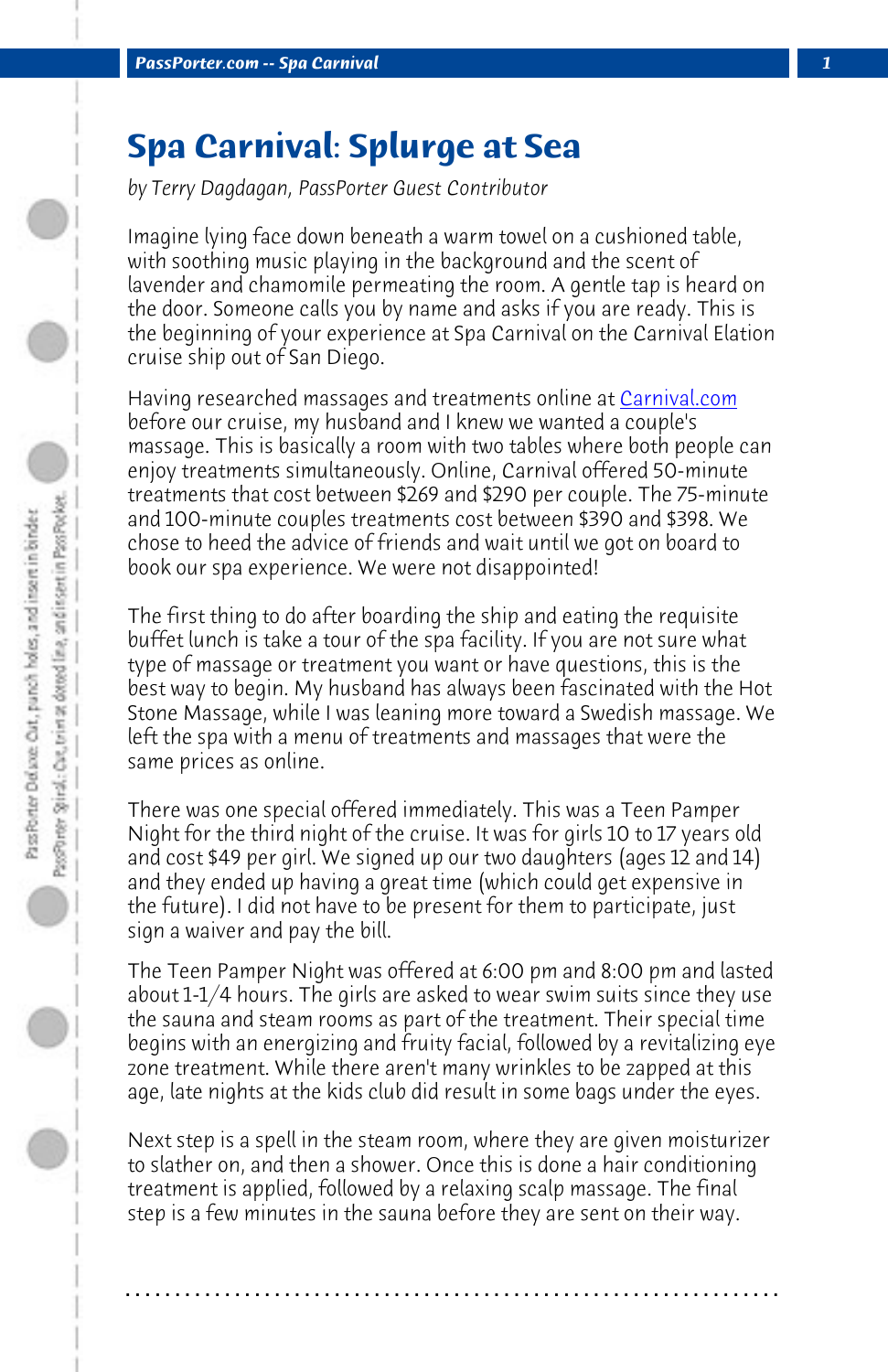# Spa Carnival: Splurge at Sea

*by Terry Dagdagan, PassPorter Guest Contributor*

Imagine lying face down beneath a warm towel on a cushioned table, with soothing music playing in the background and the scent of lavender and chamomile permeating the room. A gentle tap is heard on the door. Someone calls you by name and asks if you are ready. This is the beginning of your experience at Spa Carnival on the Carnival Elation cruise ship out of San Diego.

Having researched massages and treatments online at [Carnival.com](http://www.carnival.com) before our cruise, my husband and I knew we wanted a couple's massage. This is basically a room with two tables where both people can enjoy treatments simultaneously. Online, Carnival offered 50-minute treatments that cost between $269 and $290 per couple. The 75-minute and 100-minute couples treatments cost between $390 and $398. We chose to heed the advice of friends and wait until we got on board to book our spa experience. We were not disappointed!

The first thing to do after boarding the ship and eating the requisite buffet lunch is take a tour of the spa facility. If you are not sure what type of massage or treatment you want or have questions, this is the best way to begin. My husband has always been fascinated with the Hot Stone Massage, while I was leaning more toward a Swedish massage. We left the spa with a menu of treatments and massages that were the same prices as online.

There was one special offered immediately. This was a Teen Pamper Night for the third night of the cruise. It was for girls 10 to 17 years old and cost $49 per girl. We signed up our two daughters (ages 12 and 14) and they ended up having a great time (which could get expensive in the future). I did not have to be present for them to participate, just sign a waiver and pay the bill.

The Teen Pamper Night was offered at 6:00 pm and 8:00 pm and lasted about 1-1/4 hours. The girls are asked to wear swim suits since they use the sauna and steam rooms as part of the treatment. Their special time begins with an energizing and fruity facial, followed by a revitalizing eye zone treatment. While there aren't many wrinkles to be zapped at this age, late nights at the kids club did result in some bags under the eyes.

Next step is a spell in the steam room, where they are given moisturizer to slather on, and then a shower. Once this is done a hair conditioning treatment is applied, followed by a relaxing scalp massage. The final step is a few minutes in the sauna before they are sent on their way.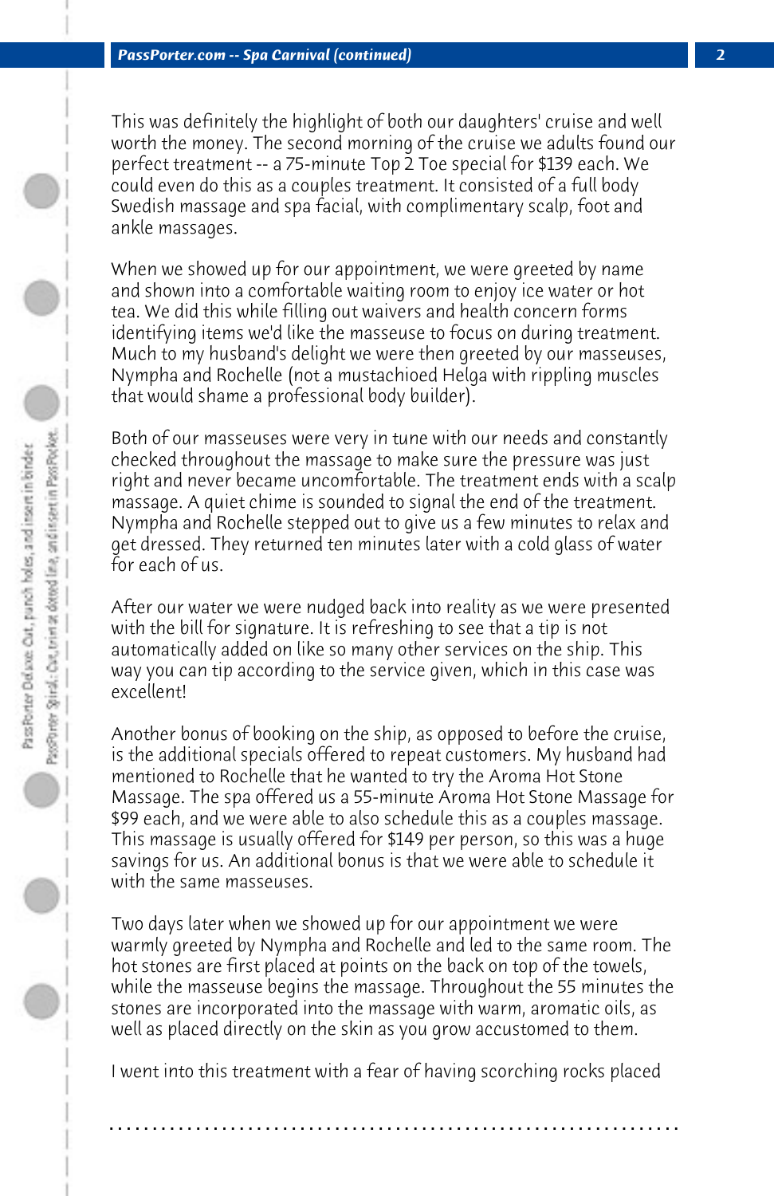This was definitely the highlight of both our daughters' cruise and well worth the money. The second morning of the cruise we adults found our perfect treatment -- a 75-minute Top 2 Toe special for $139 each. We could even do this as a couples treatment. It consisted of a full body Swedish massage and spa facial, with complimentary scalp, foot and ankle massages.

When we showed up for our appointment, we were greeted by name and shown into a comfortable waiting room to enjoy ice water or hot tea. We did this while filling out waivers and health concern forms identifying items we'd like the masseuse to focus on during treatment. Much to my husband's delight we were then greeted by our masseuses, Nympha and Rochelle (not a mustachioed Helga with rippling muscles that would shame a professional body builder).

Both of our masseuses were very in tune with our needs and constantly checked throughout the massage to make sure the pressure was just right and never became uncomfortable. The treatment ends with a scalp massage. A quiet chime is sounded to signal the end of the treatment. Nympha and Rochelle stepped out to give us a few minutes to relax and get dressed. They returned ten minutes later with a cold glass of water for each of us.

After our water we were nudged back into reality as we were presented with the bill for signature. It is refreshing to see that a tip is not automatically added on like so many other services on the ship. This way you can tip according to the service given, which in this case was excellent!

Another bonus of booking on the ship, as opposed to before the cruise, is the additional specials offered to repeat customers. My husband had mentioned to Rochelle that he wanted to try the Aroma Hot Stone Massage. The spa offered us a 55-minute Aroma Hot Stone Massage for $99 each, and we were able to also schedule this as a couples massage. This massage is usually offered for $149 per person, so this was a huge savings for us. An additional bonus is that we were able to schedule it with the same masseuses.

Two days later when we showed up for our appointment we were warmly greeted by Nympha and Rochelle and led to the same room. The hot stones are first placed at points on the back on top of the towels, while the masseuse begins the massage. Throughout the 55 minutes the stones are incorporated into the massage with warm, aromatic oils, as well as placed directly on the skin as you grow accustomed to them.

I went into this treatment with a fear of having scorching rocks placed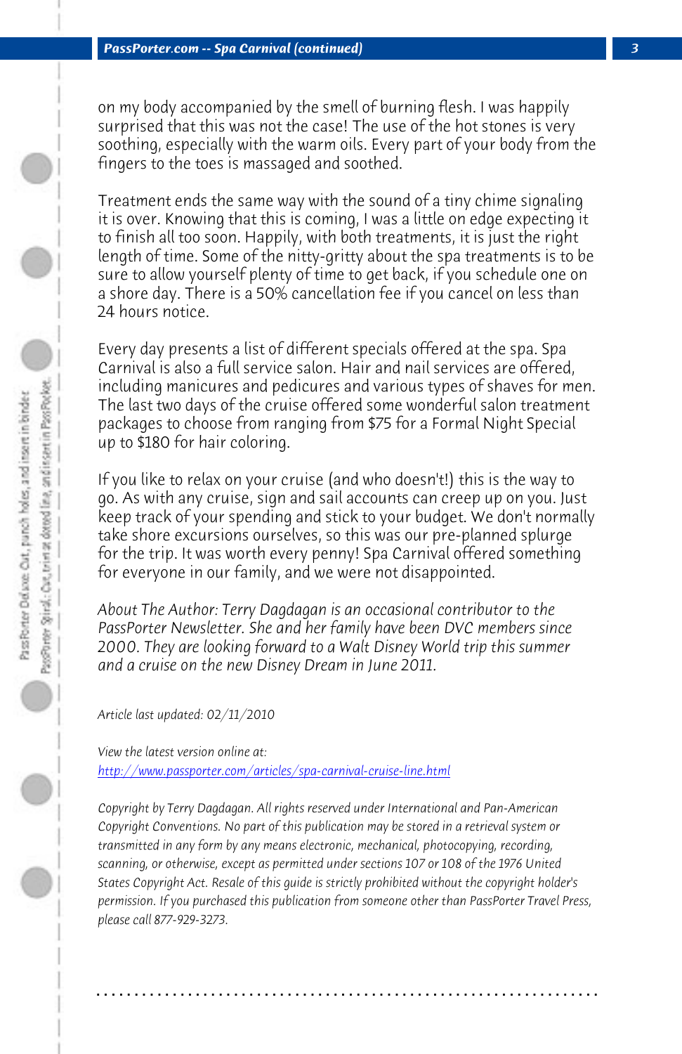on my body accompanied by the smell of burning flesh. I was happily surprised that this was not the case! The use of the hot stones is very soothing, especially with the warm oils. Every part of your body from the fingers to the toes is massaged and soothed.

Treatment ends the same way with the sound of a tiny chime signaling it is over. Knowing that this is coming, I was a little on edge expecting it to finish all too soon. Happily, with both treatments, it is just the right length of time. Some of the nitty-gritty about the spa treatments is to be sure to allow yourself plenty of time to get back, if you schedule one on a shore day. There is a 50% cancellation fee if you cancel on less than 24 hours notice.

Every day presents a list of different specials offered at the spa. Spa Carnival is also a full service salon. Hair and nail services are offered, including manicures and pedicures and various types of shaves for men. The last two days of the cruise offered some wonderful salon treatment packages to choose from ranging from $75 for a Formal Night Special up to $180 for hair coloring.

If you like to relax on your cruise (and who doesn't!) this is the way to go. As with any cruise, sign and sail accounts can creep up on you. Just keep track of your spending and stick to your budget. We don't normally take shore excursions ourselves, so this was our pre-planned splurge for the trip. It was worth every penny! Spa Carnival offered something for everyone in our family, and we were not disappointed.

*About The Author: Terry Dagdagan is an occasional contributor to the PassPorter Newsletter. She and her family have been DVC members since 2000. They are looking forward to a Walt Disney World trip this summer and a cruise on the new Disney Dream in June 2011.*

*Article last updated: 02/11/2010*

*View the latest version online at:*
*http://www.passporter.com/articles/spa-carnival-cruise-line.html*

*Copyright by Terry Dagdagan. All rights reserved under International and Pan-American Copyright Conventions. No part of this publication may be stored in a retrieval system or transmitted in any form by any means electronic, mechanical, photocopying, recording, scanning, or otherwise, except as permitted under sections 107 or 108 of the 1976 United States Copyright Act. Resale of this guide is strictly prohibited without the copyright holder's permission. If you purchased this publication from someone other than PassPorter Travel Press, please call 877-929-3273.*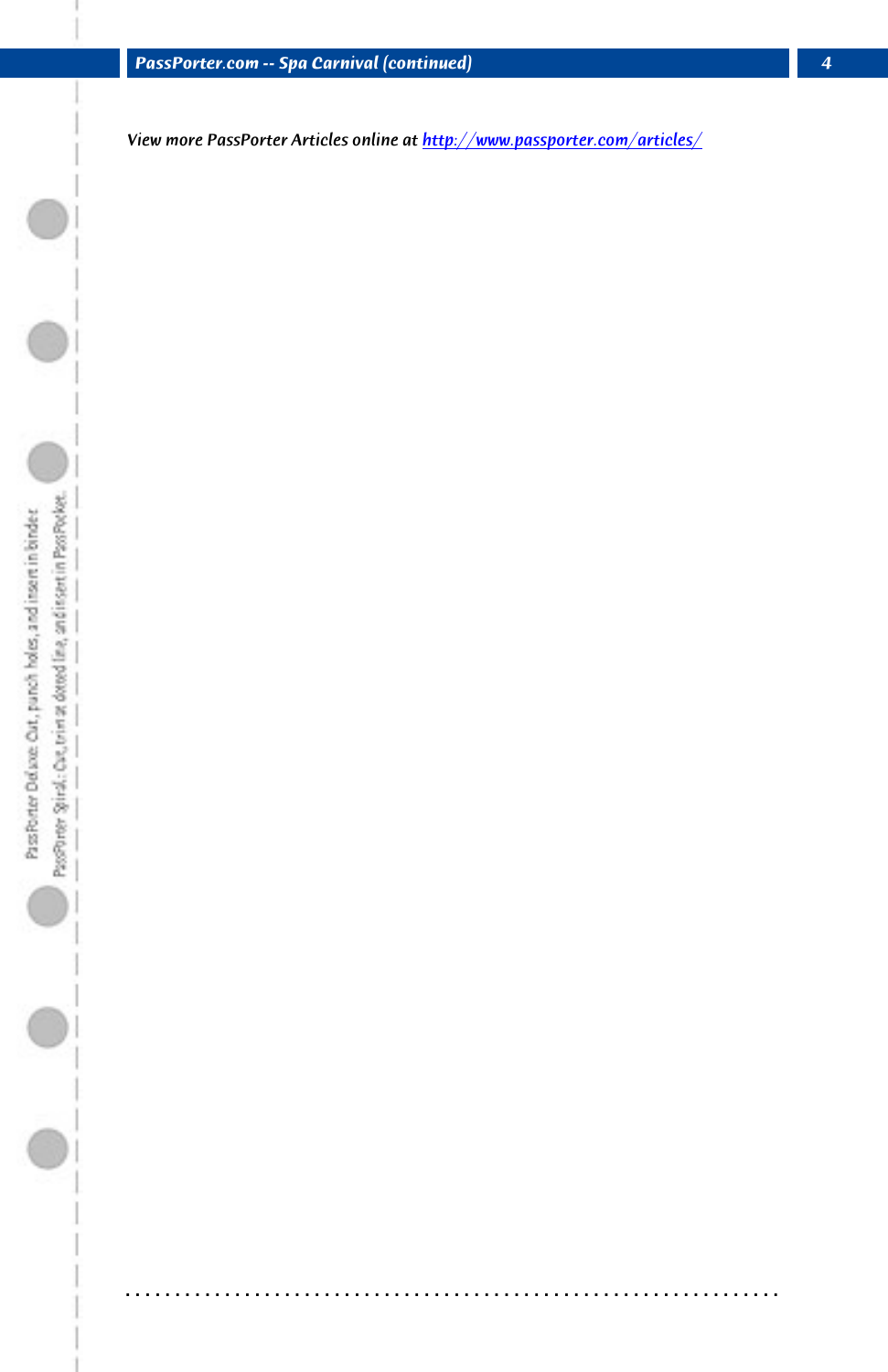*View more PassPorter Articles online at [http://www.passporter.com/articles/](http://www.passporter.com/articles/)*